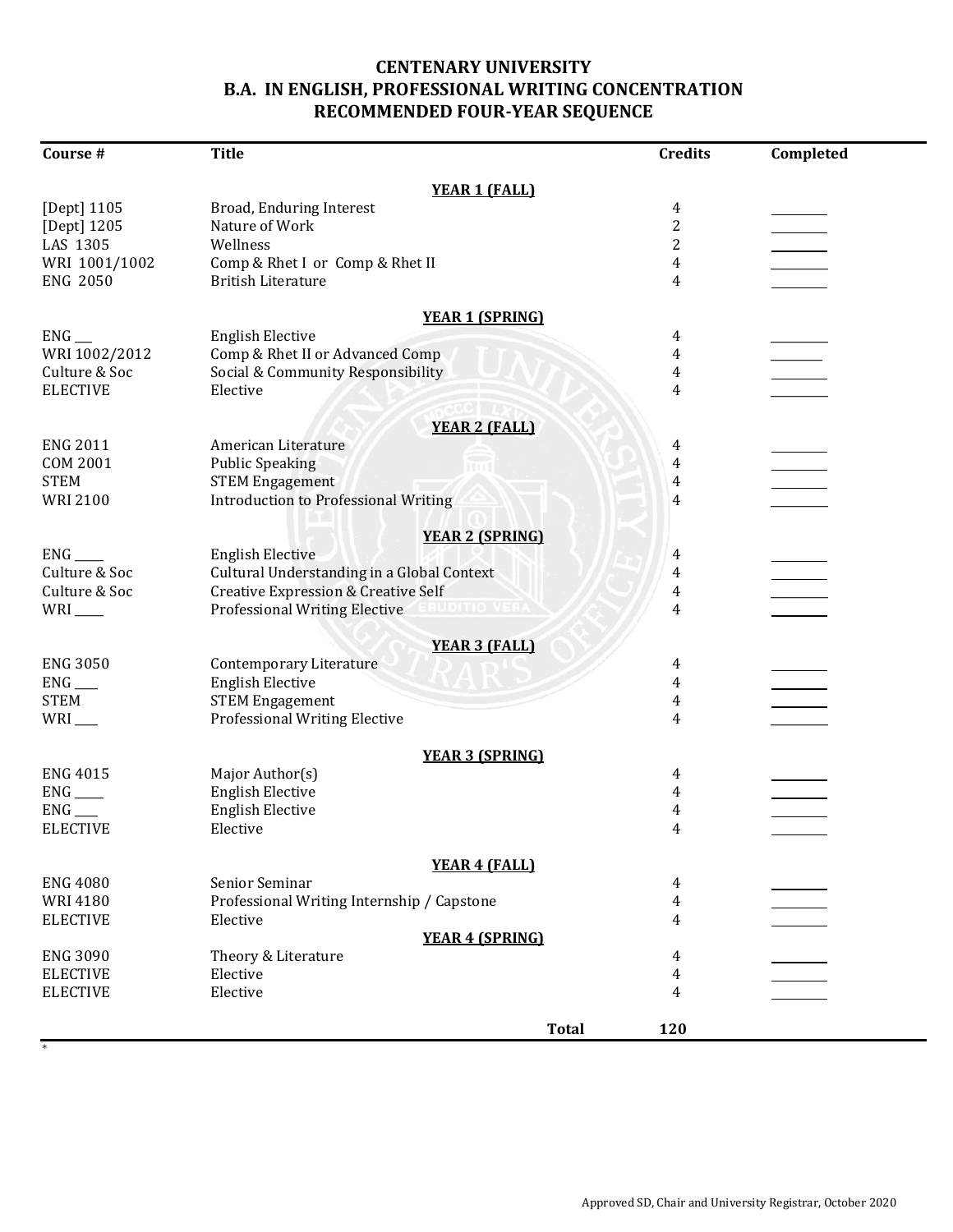# CENTENARY UNIVERSITY
# B.A. IN ENGLISH, PROFESSIONAL WRITING CONCENTRATION
# RECOMMENDED FOUR-YEAR SEQUENCE

| Course # | Title | Credits | Completed |
|---|---|---|---|
| | **YEAR 1 (FALL)** | | |
| [Dept] 1105 | Broad, Enduring Interest | 4 | ________ |
| [Dept] 1205 | Nature of Work | 2 | ________ |
| LAS 1305 | Wellness | 2 | ________ |
| WRI 1001/1002 | Comp & Rhet I or Comp & Rhet II | 4 | ________ |
| ENG 2050 | British Literature | 4 | ________ |
| | **YEAR 1 (SPRING)** | | |
| ENG ___ | English Elective | 4 | ________ |
| WRI 1002/2012 | Comp & Rhet II or Advanced Comp | 4 | ________ |
| Culture & Soc | Social & Community Responsibility | 4 | ________ |
| ELECTIVE | Elective | 4 | ________ |
| | **YEAR 2 (FALL)** | | |
| ENG 2011 | American Literature | 4 | ________ |
| COM 2001 | Public Speaking | 4 | ________ |
| STEM | STEM Engagement | 4 | ________ |
| WRI 2100 | Introduction to Professional Writing | 4 | ________ |
| | **YEAR 2 (SPRING)** | | |
| ENG ____ | English Elective | 4 | ________ |
| Culture & Soc | Cultural Understanding in a Global Context | 4 | ________ |
| Culture & Soc | Creative Expression & Creative Self | 4 | ________ |
| WRI ____ | Professional Writing Elective | 4 | ________ |
| | **YEAR 3 (FALL)** | | |
| ENG 3050 | Contemporary Literature | 4 | ________ |
| ENG ___ | English Elective | 4 | ________ |
| STEM | STEM Engagement | 4 | ________ |
| WRI ___ | Professional Writing Elective | 4 | ________ |
| | **YEAR 3 (SPRING)** | | |
| ENG 4015 | Major Author(s) | 4 | ________ |
| ENG ____ | English Elective | 4 | ________ |
| ENG ___ | English Elective | 4 | ________ |
| ELECTIVE | Elective | 4 | ________ |
| | **YEAR 4 (FALL)** | | |
| ENG 4080 | Senior Seminar | 4 | ________ |
| WRI 4180 | Professional Writing Internship / Capstone | 4 | ________ |
| ELECTIVE | Elective | 4 | ________ |
| | **YEAR 4 (SPRING)** | | |
| ENG 3090 | Theory & Literature | 4 | ________ |
| ELECTIVE | Elective | 4 | ________ |
| ELECTIVE | Elective | 4 | ________ |
| | **Total** | **120** | |

*

Approved SD, Chair and University Registrar, October 2020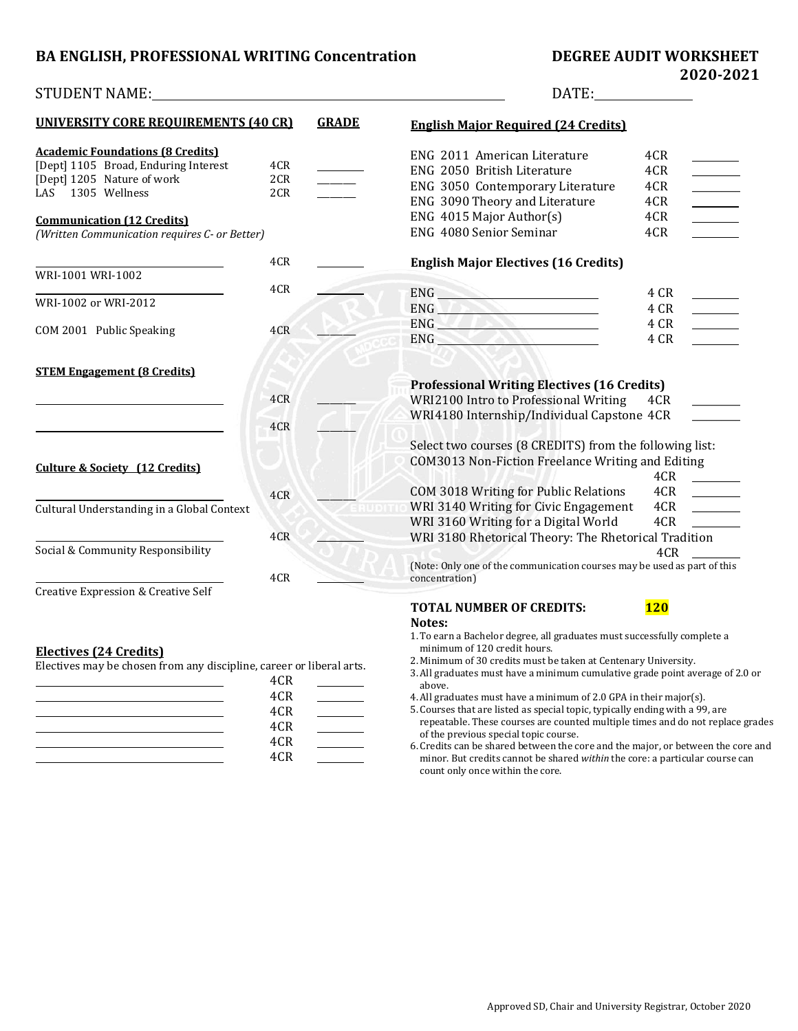# BA ENGLISH, PROFESSIONAL WRITING Concentration

## DEGREE AUDIT WORKSHEET 2020-2021

STUDENT NAME: ____________________ DATE: __________

## UNIVERSITY CORE REQUIREMENTS (40 CR) — GRADE

**Academic Foundations (8 Credits)**

| | | |
|---|---|---|
| [Dept] 1105 Broad, Enduring Interest | 4CR | ______ |
| [Dept] 1205 Nature of work | 2CR | ______ |
| LAS 1305 Wellness | 2CR | ______ |

**Communication (12 Credits)**

*(Written Communication requires C- or Better)*

| | | |
|---|---|---|
| ______ WRI-1001 WRI-1002 | 4CR | ______ |
| ______ WRI-1002 or WRI-2012 | 4CR | ______ |
| COM 2001 Public Speaking | 4CR | ______ |

**STEM Engagement (8 Credits)**

| | | |
|---|---|---|
| ______ | 4CR | ______ |
| ______ | 4CR | ______ |

**Culture & Society (12 Credits)**

| | | |
|---|---|---|
| ______ Cultural Understanding in a Global Context | 4CR | ______ |
| ______ Social & Community Responsibility | 4CR | ______ |
| ______ Creative Expression & Creative Self | 4CR | ______ |

**Electives (24 Credits)**

Electives may be chosen from any discipline, career or liberal arts.

| | | |
|---|---|---|
| ______ | 4CR | ______ |
| ______ | 4CR | ______ |
| ______ | 4CR | ______ |
| ______ | 4CR | ______ |
| ______ | 4CR | ______ |
| ______ | 4CR | ______ |

**English Major Required (24 Credits)**

| | | |
|---|---|---|
| ENG 2011 American Literature | 4CR | ______ |
| ENG 2050 British Literature | 4CR | ______ |
| ENG 3050 Contemporary Literature | 4CR | ______ |
| ENG 3090 Theory and Literature | 4CR | ______ |
| ENG 4015 Major Author(s) | 4CR | ______ |
| ENG 4080 Senior Seminar | 4CR | ______ |

**English Major Electives (16 Credits)**

| | | |
|---|---|---|
| ENG ______ | 4 CR | ______ |
| ENG ______ | 4 CR | ______ |
| ENG ______ | 4 CR | ______ |
| ENG ______ | 4 CR | ______ |

**Professional Writing Electives (16 Credits)**

| | | |
|---|---|---|
| WRI2100 Intro to Professional Writing | 4CR | ______ |
| WRI4180 Internship/Individual Capstone | 4CR | ______ |

Select two courses (8 CREDITS) from the following list:

| | | |
|---|---|---|
| COM3013 Non-Fiction Freelance Writing and Editing | 4CR | ______ |
| COM 3018 Writing for Public Relations | 4CR | ______ |
| WRI 3140 Writing for Civic Engagement | 4CR | ______ |
| WRI 3160 Writing for a Digital World | 4CR | ______ |
| WRI 3180 Rhetorical Theory: The Rhetorical Tradition | 4CR | ______ |

(Note: Only one of the communication courses may be used as part of this concentration)

**TOTAL NUMBER OF CREDITS: 120**

**Notes:**

1. To earn a Bachelor degree, all graduates must successfully complete a minimum of 120 credit hours.
2. Minimum of 30 credits must be taken at Centenary University.
3. All graduates must have a minimum cumulative grade point average of 2.0 or above.
4. All graduates must have a minimum of 2.0 GPA in their major(s).
5. Courses that are listed as special topic, typically ending with a 99, are repeatable. These courses are counted multiple times and do not replace grades of the previous special topic course.
6. Credits can be shared between the core and the major, or between the core and minor. But credits cannot be shared *within* the core: a particular course can count only once within the core.

Approved SD, Chair and University Registrar, October 2020